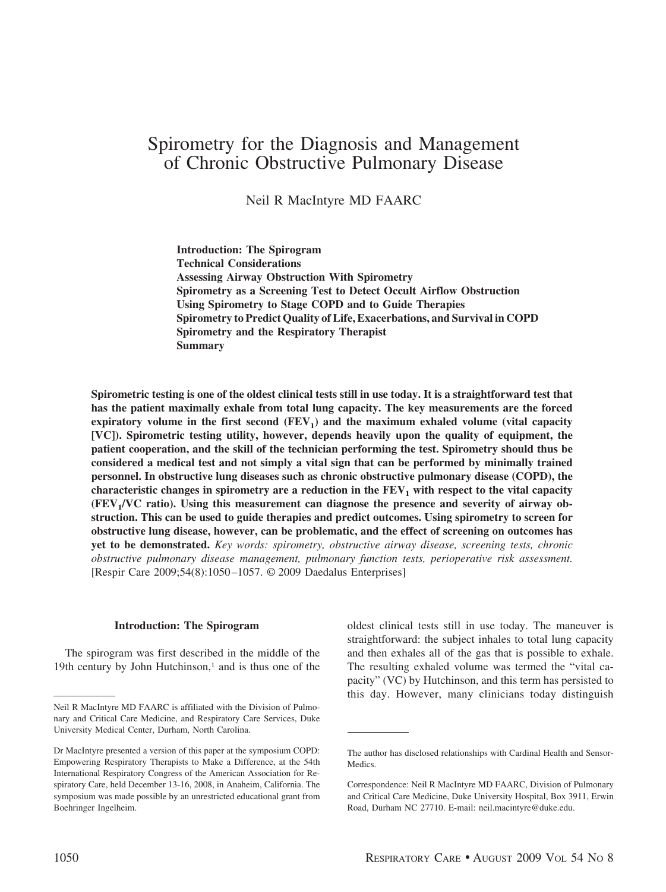# Spirometry for the Diagnosis and Management of Chronic Obstructive Pulmonary Disease

Neil R MacIntyre MD FAARC

**Introduction: The Spirogram**
**Technical Considerations**
**Assessing Airway Obstruction With Spirometry**
**Spirometry as a Screening Test to Detect Occult Airflow Obstruction**
**Using Spirometry to Stage COPD and to Guide Therapies**
**Spirometry to Predict Quality of Life, Exacerbations, and Survival in COPD**
**Spirometry and the Respiratory Therapist**
**Summary**

**Spirometric testing is one of the oldest clinical tests still in use today. It is a straightforward test that has the patient maximally exhale from total lung capacity. The key measurements are the forced expiratory volume in the first second ($FEV_1$) and the maximum exhaled volume (vital capacity [VC]). Spirometric testing utility, however, depends heavily upon the quality of equipment, the patient cooperation, and the skill of the technician performing the test. Spirometry should thus be considered a medical test and not simply a vital sign that can be performed by minimally trained personnel. In obstructive lung diseases such as chronic obstructive pulmonary disease (COPD), the characteristic changes in spirometry are a reduction in the $FEV_1$ with respect to the vital capacity ($FEV_1$/VC ratio). Using this measurement can diagnose the presence and severity of airway obstruction. This can be used to guide therapies and predict outcomes. Using spirometry to screen for obstructive lung disease, however, can be problematic, and the effect of screening on outcomes has yet to be demonstrated.** *Key words: spirometry, obstructive airway disease, screening tests, chronic obstructive pulmonary disease management, pulmonary function tests, perioperative risk assessment.* [Respir Care 2009;54(8):1050–1057. © 2009 Daedalus Enterprises]

## Introduction: The Spirogram

The spirogram was first described in the middle of the 19th century by John Hutchinson,[1] and is thus one of the oldest clinical tests still in use today. The maneuver is straightforward: the subject inhales to total lung capacity and then exhales all of the gas that is possible to exhale. The resulting exhaled volume was termed the "vital capacity" (VC) by Hutchinson, and this term has persisted to this day. However, many clinicians today distinguish

---

Neil R MacIntyre MD FAARC is affiliated with the Division of Pulmonary and Critical Care Medicine, and Respiratory Care Services, Duke University Medical Center, Durham, North Carolina.

Dr MacIntyre presented a version of this paper at the symposium COPD: Empowering Respiratory Therapists to Make a Difference, at the 54th International Respiratory Congress of the American Association for Respiratory Care, held December 13-16, 2008, in Anaheim, California. The symposium was made possible by an unrestricted educational grant from Boehringer Ingelheim.

The author has disclosed relationships with Cardinal Health and SensorMedics.

Correspondence: Neil R MacIntyre MD FAARC, Division of Pulmonary and Critical Care Medicine, Duke University Hospital, Box 3911, Erwin Road, Durham NC 27710. E-mail: neil.macintyre@duke.edu.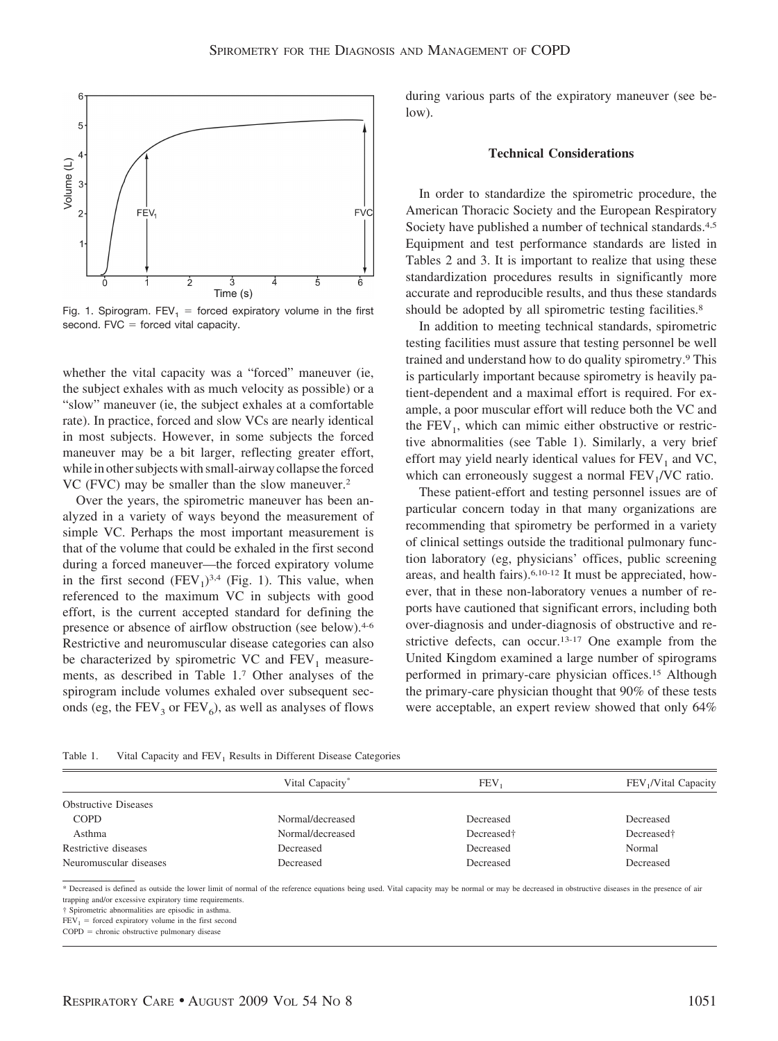Fig. 1. Spirogram. $FEV_1$ = forced expiratory volume in the first second. FVC = forced vital capacity.

whether the vital capacity was a "forced" maneuver (ie, the subject exhales with as much velocity as possible) or a "slow" maneuver (ie, the subject exhales at a comfortable rate). In practice, forced and slow VCs are nearly identical in most subjects. However, in some subjects the forced maneuver may be a bit larger, reflecting greater effort, while in other subjects with small-airway collapse the forced VC (FVC) may be smaller than the slow maneuver.[2]

Over the years, the spirometric maneuver has been analyzed in a variety of ways beyond the measurement of simple VC. Perhaps the most important measurement is that of the volume that could be exhaled in the first second during a forced maneuver—the forced expiratory volume in the first second ($FEV_1$)[3,4] (Fig. 1). This value, when referenced to the maximum VC in subjects with good effort, is the current accepted standard for defining the presence or absence of airflow obstruction (see below).[4-6] Restrictive and neuromuscular disease categories can also be characterized by spirometric VC and $FEV_1$ measurements, as described in Table 1.[7] Other analyses of the spirogram include volumes exhaled over subsequent seconds (eg, the $FEV_3$ or $FEV_6$), as well as analyses of flows during various parts of the expiratory maneuver (see below).

### Technical Considerations

In order to standardize the spirometric procedure, the American Thoracic Society and the European Respiratory Society have published a number of technical standards.[4,5] Equipment and test performance standards are listed in Tables 2 and 3. It is important to realize that using these standardization procedures results in significantly more accurate and reproducible results, and thus these standards should be adopted by all spirometric testing facilities.[8]

In addition to meeting technical standards, spirometric testing facilities must assure that testing personnel be well trained and understand how to do quality spirometry.[9] This is particularly important because spirometry is heavily patient-dependent and a maximal effort is required. For example, a poor muscular effort will reduce both the VC and the $FEV_1$, which can mimic either obstructive or restrictive abnormalities (see Table 1). Similarly, a very brief effort may yield nearly identical values for $FEV_1$ and VC, which can erroneously suggest a normal $FEV_1$/VC ratio.

These patient-effort and testing personnel issues are of particular concern today in that many organizations are recommending that spirometry be performed in a variety of clinical settings outside the traditional pulmonary function laboratory (eg, physicians' offices, public screening areas, and health fairs).[6,10-12] It must be appreciated, however, that in these non-laboratory venues a number of reports have cautioned that significant errors, including both over-diagnosis and under-diagnosis of obstructive and restrictive defects, can occur.[13-17] One example from the United Kingdom examined a large number of spirograms performed in primary-care physician offices.[15] Although the primary-care physician thought that 90% of these tests were acceptable, an expert review showed that only 64%

Table 1. Vital Capacity and $FEV_1$ Results in Different Disease Categories

| | Vital Capacity* | $FEV_1$ | $FEV_1$/Vital Capacity |
|---|---|---|---|
| Obstructive Diseases | | | |
| COPD | Normal/decreased | Decreased | Decreased |
| Asthma | Normal/decreased | Decreased† | Decreased† |
| Restrictive diseases | Decreased | Decreased | Normal |
| Neuromuscular diseases | Decreased | Decreased | Decreased |

\* Decreased is defined as outside the lower limit of normal of the reference equations being used. Vital capacity may be normal or may be decreased in obstructive diseases in the presence of air trapping and/or excessive expiratory time requirements.
† Spirometric abnormalities are episodic in asthma.
$FEV_1$ = forced expiratory volume in the first second
COPD = chronic obstructive pulmonary disease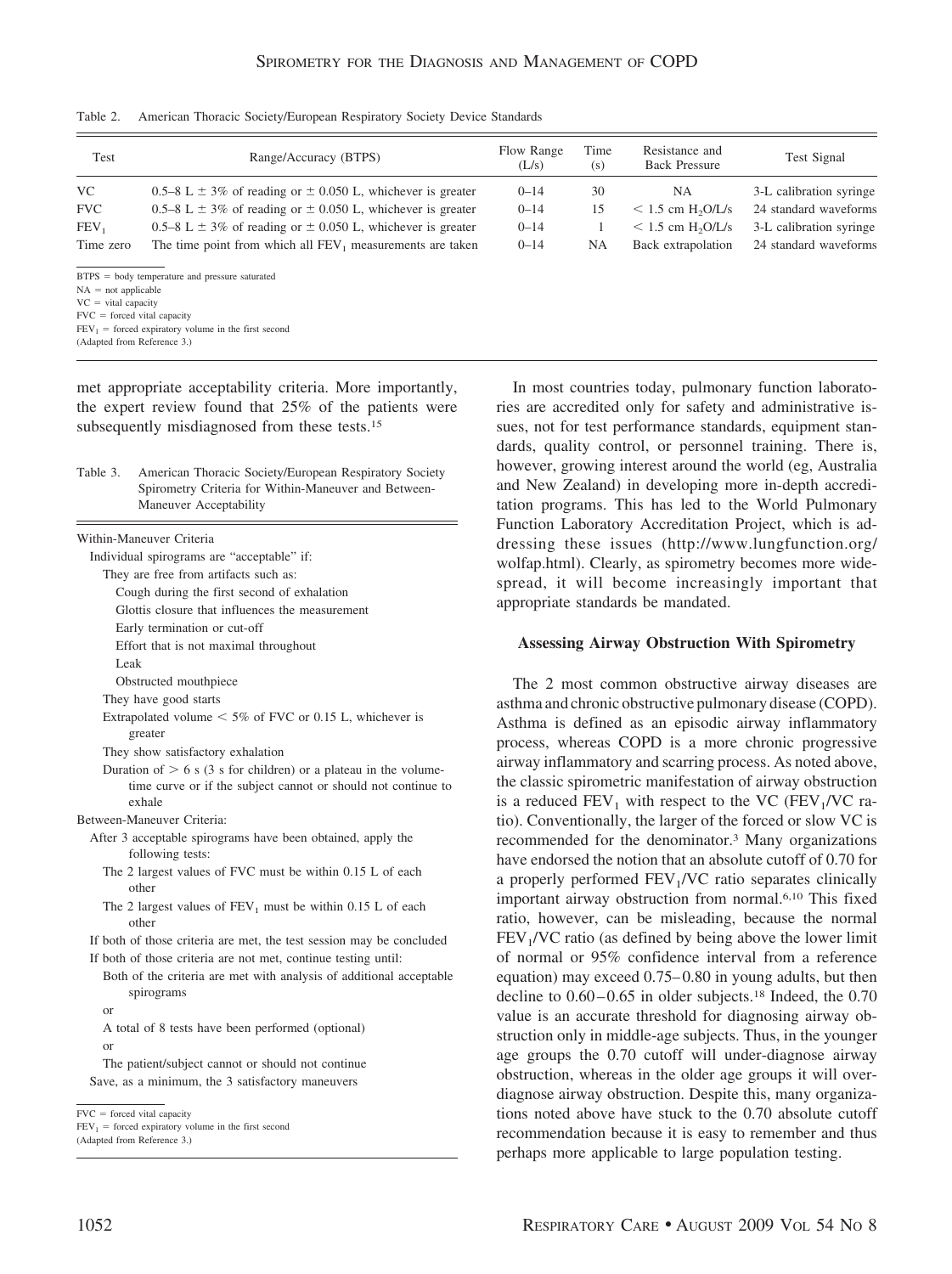Table 2. American Thoracic Society/European Respiratory Society Device Standards

| Test | Range/Accuracy (BTPS) | Flow Range (L/s) | Time (s) | Resistance and Back Pressure | Test Signal |
|---|---|---|---|---|---|
| VC | 0.5–8 L ± 3% of reading or ± 0.050 L, whichever is greater | 0–14 | 30 | NA | 3-L calibration syringe |
| FVC | 0.5–8 L ± 3% of reading or ± 0.050 L, whichever is greater | 0–14 | 15 | < 1.5 cm $H_2O$/L/s | 24 standard waveforms |
| $FEV_1$ | 0.5–8 L ± 3% of reading or ± 0.050 L, whichever is greater | 0–14 | 1 | < 1.5 cm $H_2O$/L/s | 3-L calibration syringe |
| Time zero | The time point from which all $FEV_1$ measurements are taken | 0–14 | NA | Back extrapolation | 24 standard waveforms |

BTPS = body temperature and pressure saturated
NA = not applicable
VC = vital capacity
FVC = forced vital capacity
$FEV_1$ = forced expiratory volume in the first second
(Adapted from Reference 3.)

met appropriate acceptability criteria. More importantly, the expert review found that 25% of the patients were subsequently misdiagnosed from these tests.[15]

Table 3. American Thoracic Society/European Respiratory Society Spirometry Criteria for Within-Maneuver and Between-Maneuver Acceptability

Within-Maneuver Criteria
- Individual spirograms are "acceptable" if:
  - They are free from artifacts such as:
    - Cough during the first second of exhalation
    - Glottis closure that influences the measurement
    - Early termination or cut-off
    - Effort that is not maximal throughout
    - Leak
    - Obstructed mouthpiece
  - They have good starts
    - Extrapolated volume < 5% of FVC or 0.15 L, whichever is greater
  - They show satisfactory exhalation
    - Duration of > 6 s (3 s for children) or a plateau in the volume-time curve or if the subject cannot or should not continue to exhale

Between-Maneuver Criteria:
- After 3 acceptable spirograms have been obtained, apply the following tests:
  - The 2 largest values of FVC must be within 0.15 L of each other
  - The 2 largest values of $FEV_1$ must be within 0.15 L of each other
- If both of those criteria are met, the test session may be concluded
- If both of those criteria are not met, continue testing until:
  - Both of the criteria are met with analysis of additional acceptable spirograms
  - or
  - A total of 8 tests have been performed (optional)
  - or
  - The patient/subject cannot or should not continue
- Save, as a minimum, the 3 satisfactory maneuvers

FVC = forced vital capacity
$FEV_1$ = forced expiratory volume in the first second
(Adapted from Reference 3.)

In most countries today, pulmonary function laboratories are accredited only for safety and administrative issues, not for test performance standards, equipment standards, quality control, or personnel training. There is, however, growing interest around the world (eg, Australia and New Zealand) in developing more in-depth accreditation programs. This has led to the World Pulmonary Function Laboratory Accreditation Project, which is addressing these issues (http://www.lungfunction.org/wolfap.html). Clearly, as spirometry becomes more widespread, it will become increasingly important that appropriate standards be mandated.

### Assessing Airway Obstruction With Spirometry

The 2 most common obstructive airway diseases are asthma and chronic obstructive pulmonary disease (COPD). Asthma is defined as an episodic airway inflammatory process, whereas COPD is a more chronic progressive airway inflammatory and scarring process. As noted above, the classic spirometric manifestation of airway obstruction is a reduced $FEV_1$ with respect to the VC ($FEV_1$/VC ratio). Conventionally, the larger of the forced or slow VC is recommended for the denominator.[3] Many organizations have endorsed the notion that an absolute cutoff of 0.70 for a properly performed $FEV_1$/VC ratio separates clinically important airway obstruction from normal.[6,10] This fixed ratio, however, can be misleading, because the normal $FEV_1$/VC ratio (as defined by being above the lower limit of normal or 95% confidence interval from a reference equation) may exceed 0.75–0.80 in young adults, but then decline to 0.60–0.65 in older subjects.[18] Indeed, the 0.70 value is an accurate threshold for diagnosing airway obstruction only in middle-age subjects. Thus, in the younger age groups the 0.70 cutoff will under-diagnose airway obstruction, whereas in the older age groups it will over-diagnose airway obstruction. Despite this, many organizations noted above have stuck to the 0.70 absolute cutoff recommendation because it is easy to remember and thus perhaps more applicable to large population testing.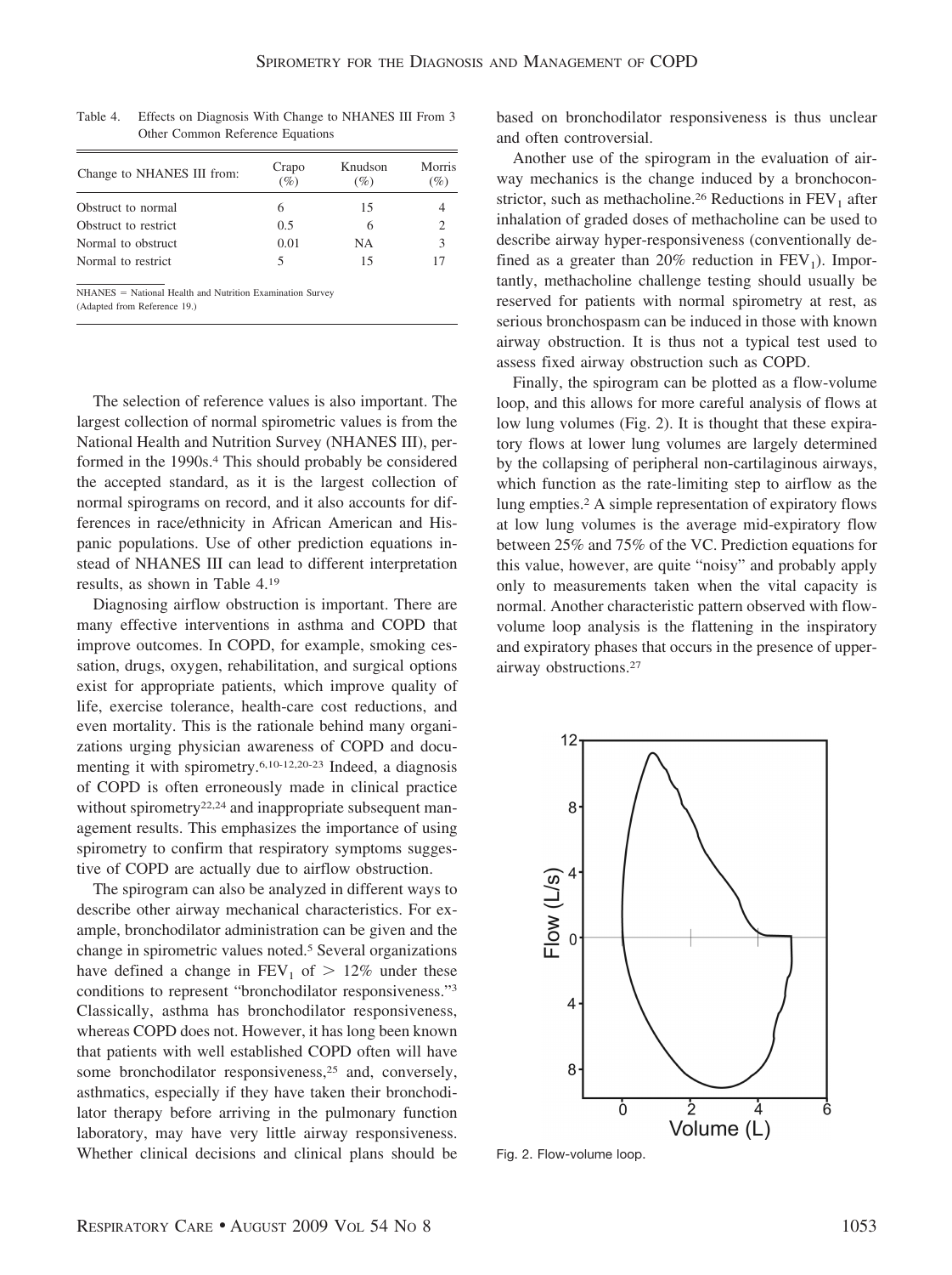Table 4. Effects on Diagnosis With Change to NHANES III From 3 Other Common Reference Equations

| Change to NHANES III from: | Crapo (%) | Knudson (%) | Morris (%) |
|---|---|---|---|
| Obstruct to normal | 6 | 15 | 4 |
| Obstruct to restrict | 0.5 | 6 | 2 |
| Normal to obstruct | 0.01 | NA | 3 |
| Normal to restrict | 5 | 15 | 17 |

NHANES = National Health and Nutrition Examination Survey
(Adapted from Reference 19.)

The selection of reference values is also important. The largest collection of normal spirometric values is from the National Health and Nutrition Survey (NHANES III), performed in the 1990s.[4] This should probably be considered the accepted standard, as it is the largest collection of normal spirograms on record, and it also accounts for differences in race/ethnicity in African American and Hispanic populations. Use of other prediction equations instead of NHANES III can lead to different interpretation results, as shown in Table 4.[19]

Diagnosing airflow obstruction is important. There are many effective interventions in asthma and COPD that improve outcomes. In COPD, for example, smoking cessation, drugs, oxygen, rehabilitation, and surgical options exist for appropriate patients, which improve quality of life, exercise tolerance, health-care cost reductions, and even mortality. This is the rationale behind many organizations urging physician awareness of COPD and documenting it with spirometry.[6,10-12,20-23] Indeed, a diagnosis of COPD is often erroneously made in clinical practice without spirometry[22,24] and inappropriate subsequent management results. This emphasizes the importance of using spirometry to confirm that respiratory symptoms suggestive of COPD are actually due to airflow obstruction.

The spirogram can also be analyzed in different ways to describe other airway mechanical characteristics. For example, bronchodilator administration can be given and the change in spirometric values noted.[5] Several organizations have defined a change in $FEV_1$ of $> 12\%$ under these conditions to represent "bronchodilator responsiveness."[3] Classically, asthma has bronchodilator responsiveness, whereas COPD does not. However, it has long been known that patients with well established COPD often will have some bronchodilator responsiveness,[25] and, conversely, asthmatics, especially if they have taken their bronchodilator therapy before arriving in the pulmonary function laboratory, may have very little airway responsiveness. Whether clinical decisions and clinical plans should be based on bronchodilator responsiveness is thus unclear and often controversial.

Another use of the spirogram in the evaluation of airway mechanics is the change induced by a bronchoconstrictor, such as methacholine.[26] Reductions in $FEV_1$ after inhalation of graded doses of methacholine can be used to describe airway hyper-responsiveness (conventionally defined as a greater than 20% reduction in $FEV_1$). Importantly, methacholine challenge testing should usually be reserved for patients with normal spirometry at rest, as serious bronchospasm can be induced in those with known airway obstruction. It is thus not a typical test used to assess fixed airway obstruction such as COPD.

Finally, the spirogram can be plotted as a flow-volume loop, and this allows for more careful analysis of flows at low lung volumes (Fig. 2). It is thought that these expiratory flows at lower lung volumes are largely determined by the collapsing of peripheral non-cartilaginous airways, which function as the rate-limiting step to airflow as the lung empties.[2] A simple representation of expiratory flows at low lung volumes is the average mid-expiratory flow between 25% and 75% of the VC. Prediction equations for this value, however, are quite "noisy" and probably apply only to measurements taken when the vital capacity is normal. Another characteristic pattern observed with flow-volume loop analysis is the flattening in the inspiratory and expiratory phases that occurs in the presence of upper-airway obstructions.[27]

Fig. 2. Flow-volume loop.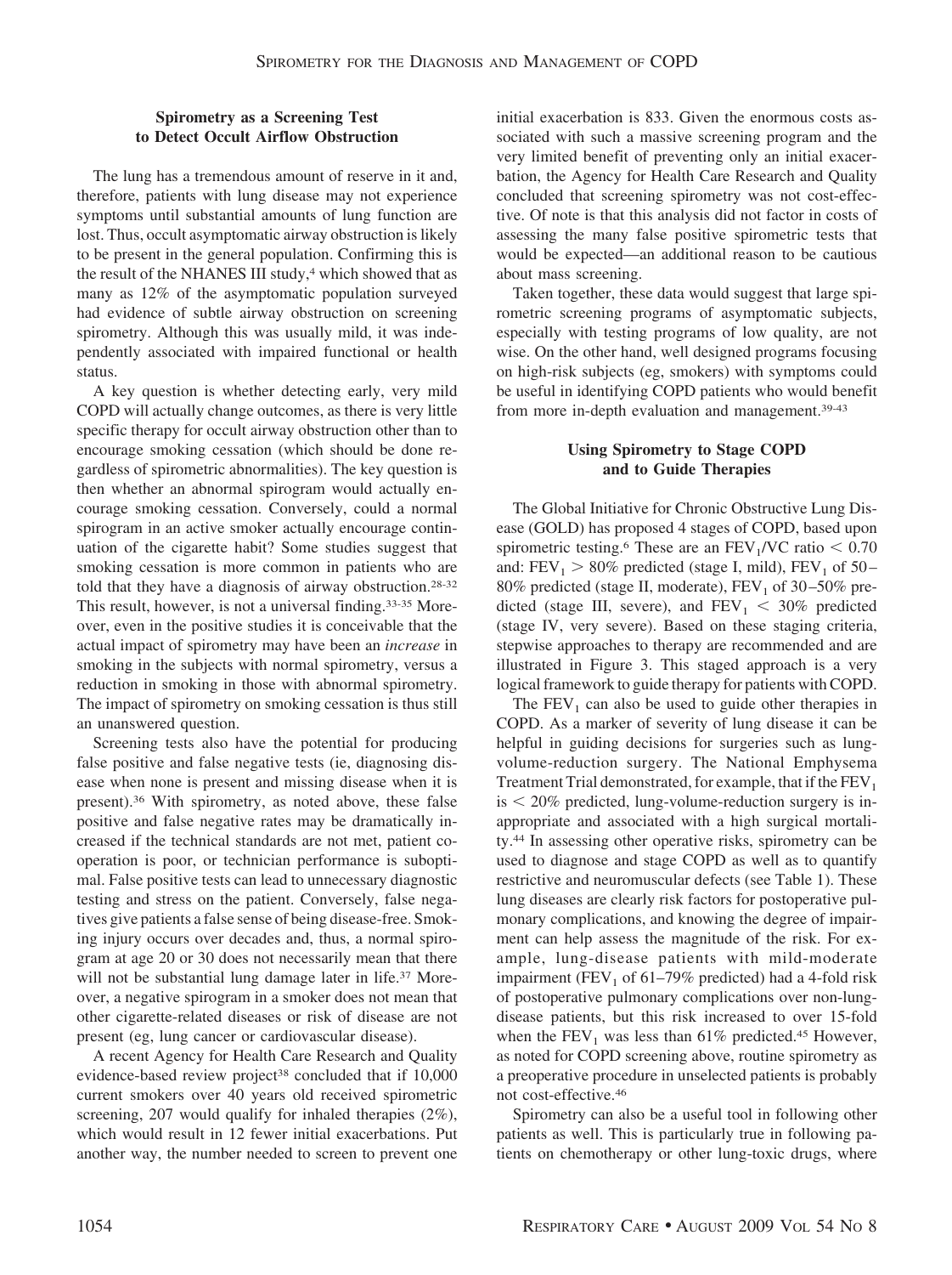## Spirometry as a Screening Test to Detect Occult Airflow Obstruction

The lung has a tremendous amount of reserve in it and, therefore, patients with lung disease may not experience symptoms until substantial amounts of lung function are lost. Thus, occult asymptomatic airway obstruction is likely to be present in the general population. Confirming this is the result of the NHANES III study,[4] which showed that as many as 12% of the asymptomatic population surveyed had evidence of subtle airway obstruction on screening spirometry. Although this was usually mild, it was independently associated with impaired functional or health status.

A key question is whether detecting early, very mild COPD will actually change outcomes, as there is very little specific therapy for occult airway obstruction other than to encourage smoking cessation (which should be done regardless of spirometric abnormalities). The key question is then whether an abnormal spirogram would actually encourage smoking cessation. Conversely, could a normal spirogram in an active smoker actually encourage continuation of the cigarette habit? Some studies suggest that smoking cessation is more common in patients who are told that they have a diagnosis of airway obstruction.[28-32] This result, however, is not a universal finding.[33-35] Moreover, even in the positive studies it is conceivable that the actual impact of spirometry may have been an *increase* in smoking in the subjects with normal spirometry, versus a reduction in smoking in those with abnormal spirometry. The impact of spirometry on smoking cessation is thus still an unanswered question.

Screening tests also have the potential for producing false positive and false negative tests (ie, diagnosing disease when none is present and missing disease when it is present).[36] With spirometry, as noted above, these false positive and false negative rates may be dramatically increased if the technical standards are not met, patient cooperation is poor, or technician performance is suboptimal. False positive tests can lead to unnecessary diagnostic testing and stress on the patient. Conversely, false negatives give patients a false sense of being disease-free. Smoking injury occurs over decades and, thus, a normal spirogram at age 20 or 30 does not necessarily mean that there will not be substantial lung damage later in life.[37] Moreover, a negative spirogram in a smoker does not mean that other cigarette-related diseases or risk of disease are not present (eg, lung cancer or cardiovascular disease).

A recent Agency for Health Care Research and Quality evidence-based review project[38] concluded that if 10,000 current smokers over 40 years old received spirometric screening, 207 would qualify for inhaled therapies (2%), which would result in 12 fewer initial exacerbations. Put another way, the number needed to screen to prevent one initial exacerbation is 833. Given the enormous costs associated with such a massive screening program and the very limited benefit of preventing only an initial exacerbation, the Agency for Health Care Research and Quality concluded that screening spirometry was not cost-effective. Of note is that this analysis did not factor in costs of assessing the many false positive spirometric tests that would be expected—an additional reason to be cautious about mass screening.

Taken together, these data would suggest that large spirometric screening programs of asymptomatic subjects, especially with testing programs of low quality, are not wise. On the other hand, well designed programs focusing on high-risk subjects (eg, smokers) with symptoms could be useful in identifying COPD patients who would benefit from more in-depth evaluation and management.[39-43]

## Using Spirometry to Stage COPD and to Guide Therapies

The Global Initiative for Chronic Obstructive Lung Disease (GOLD) has proposed 4 stages of COPD, based upon spirometric testing.[6] These are an $FEV_1/VC$ ratio $< 0.70$ and: $FEV_1 > 80\%$ predicted (stage I, mild), $FEV_1$ of 50–80% predicted (stage II, moderate), $FEV_1$ of 30–50% predicted (stage III, severe), and $FEV_1 < 30\%$ predicted (stage IV, very severe). Based on these staging criteria, stepwise approaches to therapy are recommended and are illustrated in Figure 3. This staged approach is a very logical framework to guide therapy for patients with COPD.

The $FEV_1$ can also be used to guide other therapies in COPD. As a marker of severity of lung disease it can be helpful in guiding decisions for surgeries such as lung-volume-reduction surgery. The National Emphysema Treatment Trial demonstrated, for example, that if the $FEV_1$ is $< 20\%$ predicted, lung-volume-reduction surgery is inappropriate and associated with a high surgical mortality.[44] In assessing other operative risks, spirometry can be used to diagnose and stage COPD as well as to quantify restrictive and neuromuscular defects (see Table 1). These lung diseases are clearly risk factors for postoperative pulmonary complications, and knowing the degree of impairment can help assess the magnitude of the risk. For example, lung-disease patients with mild-moderate impairment ($FEV_1$ of 61–79% predicted) had a 4-fold risk of postoperative pulmonary complications over non-lung-disease patients, but this risk increased to over 15-fold when the $FEV_1$ was less than 61% predicted.[45] However, as noted for COPD screening above, routine spirometry as a preoperative procedure in unselected patients is probably not cost-effective.[46]

Spirometry can also be a useful tool in following other patients as well. This is particularly true in following patients on chemotherapy or other lung-toxic drugs, where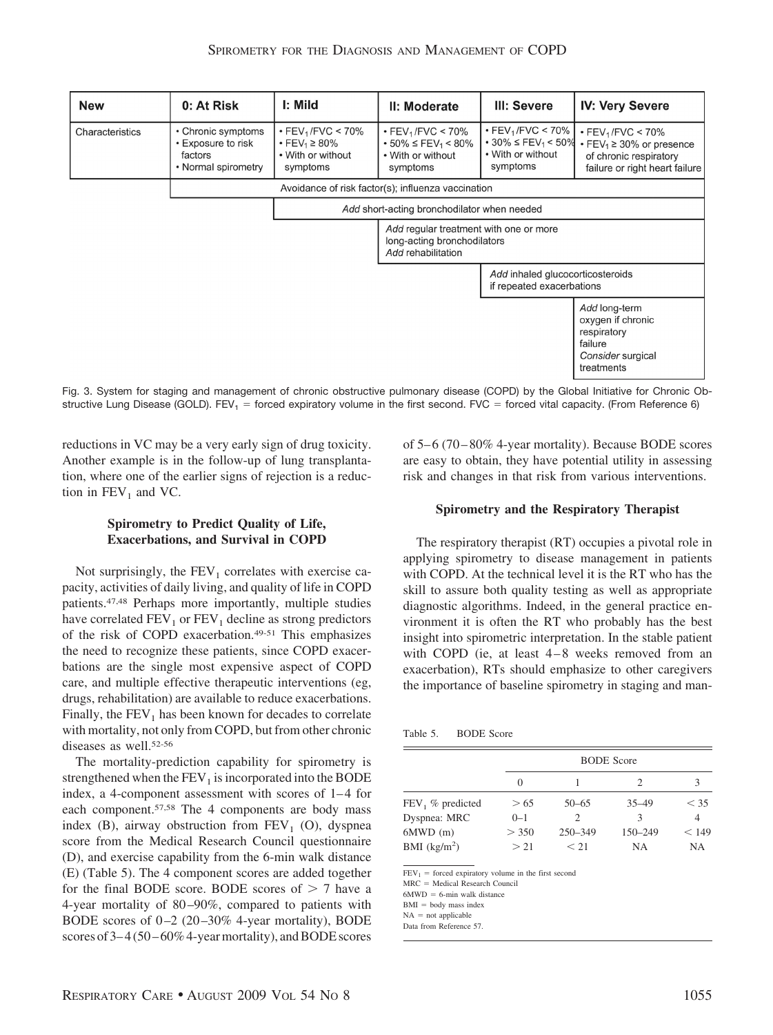| New | 0: At Risk | I: Mild | II: Moderate | III: Severe | IV: Very Severe |
|---|---|---|---|---|---|
| Characteristics | • Chronic symptoms • Exposure to risk factors • Normal spirometry | • $FEV_1/FVC < 70\%$ • $FEV_1 \geq 80\%$ • With or without symptoms | • $FEV_1/FVC < 70\%$ • $50\% \leq FEV_1 < 80\%$ • With or without symptoms | • $FEV_1/FVC < 70\%$ • $30\% \leq FEV_1 < 50\%$ • With or without symptoms | • $FEV_1/FVC < 70\%$ • $FEV_1 \geq 30\%$ or presence of chronic respiratory failure or right heart failure |
| | Avoidance of risk factor(s); influenza vaccination | | | | |
| | | *Add* short-acting bronchodilator when needed | | | |
| | | | *Add* regular treatment with one or more long-acting bronchodilators *Add* rehabilitation | | |
| | | | | *Add* inhaled glucocorticosteroids if repeated exacerbations | |
| | | | | | *Add* long-term oxygen if chronic respiratory failure *Consider* surgical treatments |

Fig. 3. System for staging and management of chronic obstructive pulmonary disease (COPD) by the Global Initiative for Chronic Obstructive Lung Disease (GOLD). $FEV_1$ = forced expiratory volume in the first second. FVC = forced vital capacity. (From Reference 6)

reductions in VC may be a very early sign of drug toxicity. Another example is in the follow-up of lung transplantation, where one of the earlier signs of rejection is a reduction in $FEV_1$ and VC.

### Spirometry to Predict Quality of Life, Exacerbations, and Survival in COPD

Not surprisingly, the $FEV_1$ correlates with exercise capacity, activities of daily living, and quality of life in COPD patients.[47,48] Perhaps more importantly, multiple studies have correlated $FEV_1$ or $FEV_1$ decline as strong predictors of the risk of COPD exacerbation.[49-51] This emphasizes the need to recognize these patients, since COPD exacerbations are the single most expensive aspect of COPD care, and multiple effective therapeutic interventions (eg, drugs, rehabilitation) are available to reduce exacerbations. Finally, the $FEV_1$ has been known for decades to correlate with mortality, not only from COPD, but from other chronic diseases as well.[52-56]

The mortality-prediction capability for spirometry is strengthened when the $FEV_1$ is incorporated into the BODE index, a 4-component assessment with scores of 1–4 for each component.[57,58] The 4 components are body mass index (B), airway obstruction from $FEV_1$ (O), dyspnea score from the Medical Research Council questionnaire (D), and exercise capability from the 6-min walk distance (E) (Table 5). The 4 component scores are added together for the final BODE score. BODE scores of > 7 have a 4-year mortality of 80–90%, compared to patients with BODE scores of 0–2 (20–30% 4-year mortality), BODE scores of 3–4 (50–60% 4-year mortality), and BODE scores of 5–6 (70–80% 4-year mortality). Because BODE scores are easy to obtain, they have potential utility in assessing risk and changes in that risk from various interventions.

### Spirometry and the Respiratory Therapist

The respiratory therapist (RT) occupies a pivotal role in applying spirometry to disease management in patients with COPD. At the technical level it is the RT who has the skill to assure both quality testing as well as appropriate diagnostic algorithms. Indeed, in the general practice environment it is often the RT who probably has the best insight into spirometric interpretation. In the stable patient with COPD (ie, at least 4–8 weeks removed from an exacerbation), RTs should emphasize to other caregivers the importance of baseline spirometry in staging and man-

Table 5. BODE Score

| | BODE Score | | | |
|---|---|---|---|---|
| | 0 | 1 | 2 | 3 |
| $FEV_1$ % predicted | > 65 | 50–65 | 35–49 | < 35 |
| Dyspnea: MRC | 0–1 | 2 | 3 | 4 |
| 6MWD (m) | > 350 | 250–349 | 150–249 | < 149 |
| BMI ($kg/m^2$) | > 21 | < 21 | NA | NA |

$FEV_1$ = forced expiratory volume in the first second
MRC = Medical Research Council
6MWD = 6-min walk distance
BMI = body mass index
NA = not applicable
Data from Reference 57.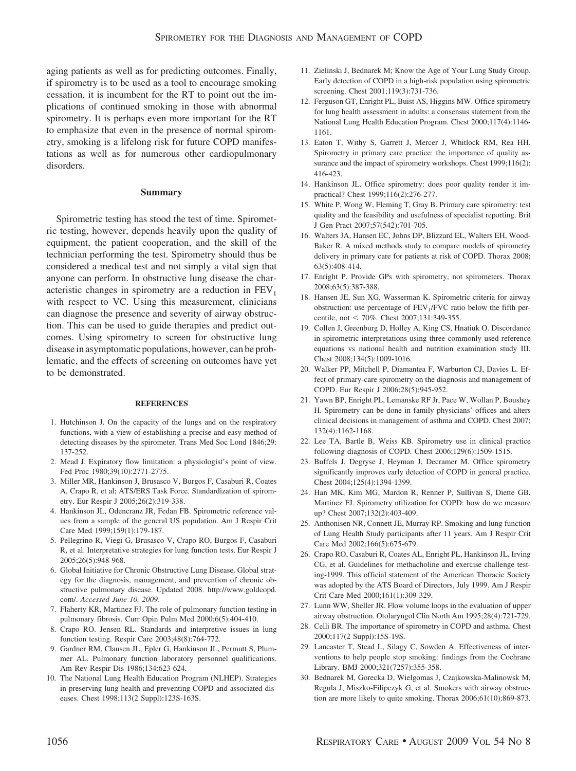aging patients as well as for predicting outcomes. Finally, if spirometry is to be used as a tool to encourage smoking cessation, it is incumbent for the RT to point out the implications of continued smoking in those with abnormal spirometry. It is perhaps even more important for the RT to emphasize that even in the presence of normal spirometry, smoking is a lifelong risk for future COPD manifestations as well as for numerous other cardiopulmonary disorders.

## Summary

Spirometric testing has stood the test of time. Spirometric testing, however, depends heavily upon the quality of equipment, the patient cooperation, and the skill of the technician performing the test. Spirometry should thus be considered a medical test and not simply a vital sign that anyone can perform. In obstructive lung disease the characteristic changes in spirometry are a reduction in $FEV_1$ with respect to VC. Using this measurement, clinicians can diagnose the presence and severity of airway obstruction. This can be used to guide therapies and predict outcomes. Using spirometry to screen for obstructive lung disease in asymptomatic populations, however, can be problematic, and the effects of screening on outcomes have yet to be demonstrated.

### REFERENCES

1. Hutchinson J. On the capacity of the lungs and on the respiratory functions, with a view of establishing a precise and easy method of detecting diseases by the spirometer. Trans Med Soc Lond 1846;29: 137-252.
2. Mead J. Expiratory flow limitation: a physiologist's point of view. Fed Proc 1980;39(10):2771-2775.
3. Miller MR, Hankinson J, Brusasco V, Burgos F, Casaburi R, Coates A, Crapo R, et al; ATS/ERS Task Force. Standardization of spirometry. Eur Respir J 2005;26(2):319-338.
4. Hankinson JL, Odencrantz JR, Fedan FB. Spirometric reference values from a sample of the general US population. Am J Respir Crit Care Med 1999;159(1):179-187.
5. Pellegrino R, Viegi G, Brusasco V, Crapo RO, Burgos F, Casaburi R, et al. Interpretative strategies for lung function tests. Eur Respir J 2005;26(5):948-968.
6. Global Initiative for Chronic Obstructive Lung Disease. Global strategy for the diagnosis, management, and prevention of chronic obstructive pulmonary disease. Updated 2008. http://www.goldcopd.com/. *Accessed June 10, 2009.*
7. Flaherty KR, Martinez FJ. The role of pulmonary function testing in pulmonary fibrosis. Curr Opin Pulm Med 2000;6(5):404-410.
8. Crapo RO. Jensen RL. Standards and interpretive issues in lung function testing. Respir Care 2003;48(8):764-772.
9. Gardner RM, Clausen JL, Epler G, Hankinson JL, Permutt S, Plummer AL. Pulmonary function laboratory personnel qualifications. Am Rev Respir Dis 1986;134:623-624.
10. The National Lung Health Education Program (NLHEP). Strategies in preserving lung health and preventing COPD and associated diseases. Chest 1998;113(2 Suppl):123S-163S.
11. Zielinski J, Bednarek M; Know the Age of Your Lung Study Group. Early detection of COPD in a high-risk population using spirometric screening. Chest 2001;119(3):731-736.
12. Ferguson GT, Enright PL, Buist AS, Higgins MW. Office spirometry for lung health assessment in adults: a consensus statement from the National Lung Health Education Program. Chest 2000;117(4):1146-1161.
13. Eaton T, Withy S, Garrett J, Mercer J, Whitlock RM, Rea HH. Spirometry in primary care practice: the importance of quality assurance and the impact of spirometry workshops. Chest 1999;116(2): 416-423.
14. Hankinson JL. Office spirometry: does poor quality render it impractical? Chest 1999;116(2):276-277.
15. White P, Wong W, Fleming T, Gray B. Primary care spirometry: test quality and the feasibility and usefulness of specialist reporting. Brit J Gen Pract 2007;57(542):701-705.
16. Walters JA, Hansen EC, Johns DP, Blizzard EL, Walters EH, Wood-Baker R. A mixed methods study to compare models of spirometry delivery in primary care for patients at risk of COPD. Thorax 2008; 63(5):408-414.
17. Enright P. Provide GPs with spirometry, not spirometers. Thorax 2008;63(5):387-388.
18. Hansen JE, Sun XG, Wasserman K. Spirometric criteria for airway obstruction: use percentage of $FEV_1$/FVC ratio below the fifth percentile, not < 70%. Chest 2007;131:349-355.
19. Collen J, Greenburg D, Holley A, King CS, Hnatiuk O. Discordance in spirometric interpretations using three commonly used reference equations vs national health and nutrition examination study III. Chest 2008;134(5):1009-1016.
20. Walker PP, Mitchell P, Diamantea F, Warburton CJ, Davies L. Effect of primary-care spirometry on the diagnosis and management of COPD. Eur Respir J 2006;28(5):945-952.
21. Yawn BP, Enright PL, Lemanske RF Jr, Pace W, Wollan P, Boushey H. Spirometry can be done in family physicians' offices and alters clinical decisions in management of asthma and COPD. Chest 2007; 132(4):1162-1168.
22. Lee TA, Bartle B, Weiss KB. Spirometry use in clinical practice following diagnosis of COPD. Chest 2006;129(6):1509-1515.
23. Buffels J, Degryse J, Heyman J, Decramer M. Office spirometry significantly improves early detection of COPD in general practice. Chest 2004;125(4):1394-1399.
24. Han MK, Kim MG, Mardon R, Renner P, Sullivan S, Diette GB, Martinez FJ. Spirometry utilization for COPD: how do we measure up? Chest 2007;132(2):403-409.
25. Anthonisen NR, Connett JE, Murray RP. Smoking and lung function of Lung Health Study participants after 11 years. Am J Respir Crit Care Med 2002;166(5):675-679.
26. Crapo RO, Casaburi R, Coates AL, Enright PL, Hankinson JL, Irving CG, et al. Guidelines for methacholine and exercise challenge testing-1999. This official statement of the American Thoracic Society was adopted by the ATS Board of Directors, July 1999. Am J Respir Crit Care Med 2000;161(1):309-329.
27. Lunn WW, Sheller JR. Flow volume loops in the evaluation of upper airway obstruction. Otolaryngol Clin North Am 1995;28(4):721-729.
28. Celli BR. The importance of spirometry in COPD and asthma. Chest 2000;117(2 Suppl):15S-19S.
29. Lancaster T, Stead L, Silagy C, Sowden A. Effectiveness of interventions to help people stop smoking: findings from the Cochrane Library. BMJ 2000;321(7257):355-358.
30. Bednarek M, Gorecka D, Wielgomas J, Czajkowska-Malinowsk M, Regula J, Miszko-Filipczyk G, et al. Smokers with airway obstruction are more likely to quite smoking. Thorax 2006;61(10):869-873.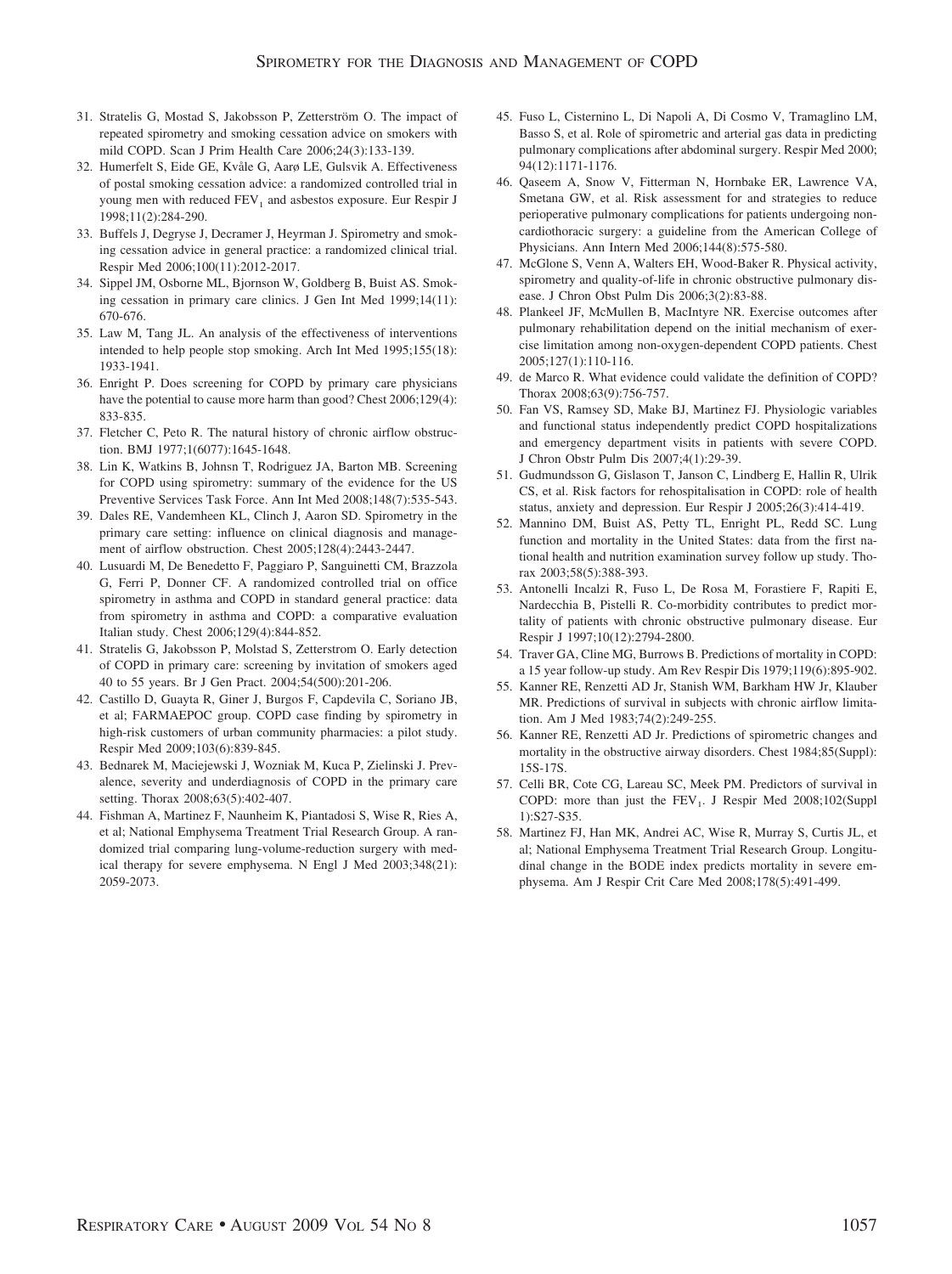31. Stratelis G, Mostad S, Jakobsson P, Zetterström O. The impact of repeated spirometry and smoking cessation advice on smokers with mild COPD. Scan J Prim Health Care 2006;24(3):133-139.
32. Humerfelt S, Eide GE, Kvåle G, Aarø LE, Gulsvik A. Effectiveness of postal smoking cessation advice: a randomized controlled trial in young men with reduced $FEV_1$ and asbestos exposure. Eur Respir J 1998;11(2):284-290.
33. Buffels J, Degryse J, Decramer J, Heyrman J. Spirometry and smoking cessation advice in general practice: a randomized clinical trial. Respir Med 2006;100(11):2012-2017.
34. Sippel JM, Osborne ML, Bjornson W, Goldberg B, Buist AS. Smoking cessation in primary care clinics. J Gen Int Med 1999;14(11): 670-676.
35. Law M, Tang JL. An analysis of the effectiveness of interventions intended to help people stop smoking. Arch Int Med 1995;155(18): 1933-1941.
36. Enright P. Does screening for COPD by primary care physicians have the potential to cause more harm than good? Chest 2006;129(4): 833-835.
37. Fletcher C, Peto R. The natural history of chronic airflow obstruction. BMJ 1977;1(6077):1645-1648.
38. Lin K, Watkins B, Johnsn T, Rodriguez JA, Barton MB. Screening for COPD using spirometry: summary of the evidence for the US Preventive Services Task Force. Ann Int Med 2008;148(7):535-543.
39. Dales RE, Vandemheen KL, Clinch J, Aaron SD. Spirometry in the primary care setting: influence on clinical diagnosis and management of airflow obstruction. Chest 2005;128(4):2443-2447.
40. Lusuardi M, De Benedetto F, Paggiaro P, Sanguinetti CM, Brazzola G, Ferri P, Donner CF. A randomized controlled trial on office spirometry in asthma and COPD in standard general practice: data from spirometry in asthma and COPD: a comparative evaluation Italian study. Chest 2006;129(4):844-852.
41. Stratelis G, Jakobsson P, Molstad S, Zetterstrom O. Early detection of COPD in primary care: screening by invitation of smokers aged 40 to 55 years. Br J Gen Pract. 2004;54(500):201-206.
42. Castillo D, Guayta R, Giner J, Burgos F, Capdevila C, Soriano JB, et al; FARMAEPOC group. COPD case finding by spirometry in high-risk customers of urban community pharmacies: a pilot study. Respir Med 2009;103(6):839-845.
43. Bednarek M, Maciejewski J, Wozniak M, Kuca P, Zielinski J. Prevalence, severity and underdiagnosis of COPD in the primary care setting. Thorax 2008;63(5):402-407.
44. Fishman A, Martinez F, Naunheim K, Piantadosi S, Wise R, Ries A, et al; National Emphysema Treatment Trial Research Group. A randomized trial comparing lung-volume-reduction surgery with medical therapy for severe emphysema. N Engl J Med 2003;348(21): 2059-2073.
45. Fuso L, Cisternino L, Di Napoli A, Di Cosmo V, Tramaglino LM, Basso S, et al. Role of spirometric and arterial gas data in predicting pulmonary complications after abdominal surgery. Respir Med 2000; 94(12):1171-1176.
46. Qaseem A, Snow V, Fitterman N, Hornbake ER, Lawrence VA, Smetana GW, et al. Risk assessment for and strategies to reduce perioperative pulmonary complications for patients undergoing noncardiothoracic surgery: a guideline from the American College of Physicians. Ann Intern Med 2006;144(8):575-580.
47. McGlone S, Venn A, Walters EH, Wood-Baker R. Physical activity, spirometry and quality-of-life in chronic obstructive pulmonary disease. J Chron Obst Pulm Dis 2006;3(2):83-88.
48. Plankeel JF, McMullen B, MacIntyre NR. Exercise outcomes after pulmonary rehabilitation depend on the initial mechanism of exercise limitation among non-oxygen-dependent COPD patients. Chest 2005;127(1):110-116.
49. de Marco R. What evidence could validate the definition of COPD? Thorax 2008;63(9):756-757.
50. Fan VS, Ramsey SD, Make BJ, Martinez FJ. Physiologic variables and functional status independently predict COPD hospitalizations and emergency department visits in patients with severe COPD. J Chron Obstr Pulm Dis 2007;4(1):29-39.
51. Gudmundsson G, Gislason T, Janson C, Lindberg E, Hallin R, Ulrik CS, et al. Risk factors for rehospitalisation in COPD: role of health status, anxiety and depression. Eur Respir J 2005;26(3):414-419.
52. Mannino DM, Buist AS, Petty TL, Enright PL, Redd SC. Lung function and mortality in the United States: data from the first national health and nutrition examination survey follow up study. Thorax 2003;58(5):388-393.
53. Antonelli Incalzi R, Fuso L, De Rosa M, Forastiere F, Rapiti E, Nardecchia B, Pistelli R. Co-morbidity contributes to predict mortality of patients with chronic obstructive pulmonary disease. Eur Respir J 1997;10(12):2794-2800.
54. Traver GA, Cline MG, Burrows B. Predictions of mortality in COPD: a 15 year follow-up study. Am Rev Respir Dis 1979;119(6):895-902.
55. Kanner RE, Renzetti AD Jr, Stanish WM, Barkham HW Jr, Klauber MR. Predictions of survival in subjects with chronic airflow limitation. Am J Med 1983;74(2):249-255.
56. Kanner RE, Renzetti AD Jr. Predictions of spirometric changes and mortality in the obstructive airway disorders. Chest 1984;85(Suppl): 15S-17S.
57. Celli BR, Cote CG, Lareau SC, Meek PM. Predictors of survival in COPD: more than just the $FEV_1$. J Respir Med 2008;102(Suppl 1):S27-S35.
58. Martinez FJ, Han MK, Andrei AC, Wise R, Murray S, Curtis JL, et al; National Emphysema Treatment Trial Research Group. Longitudinal change in the BODE index predicts mortality in severe emphysema. Am J Respir Crit Care Med 2008;178(5):491-499.